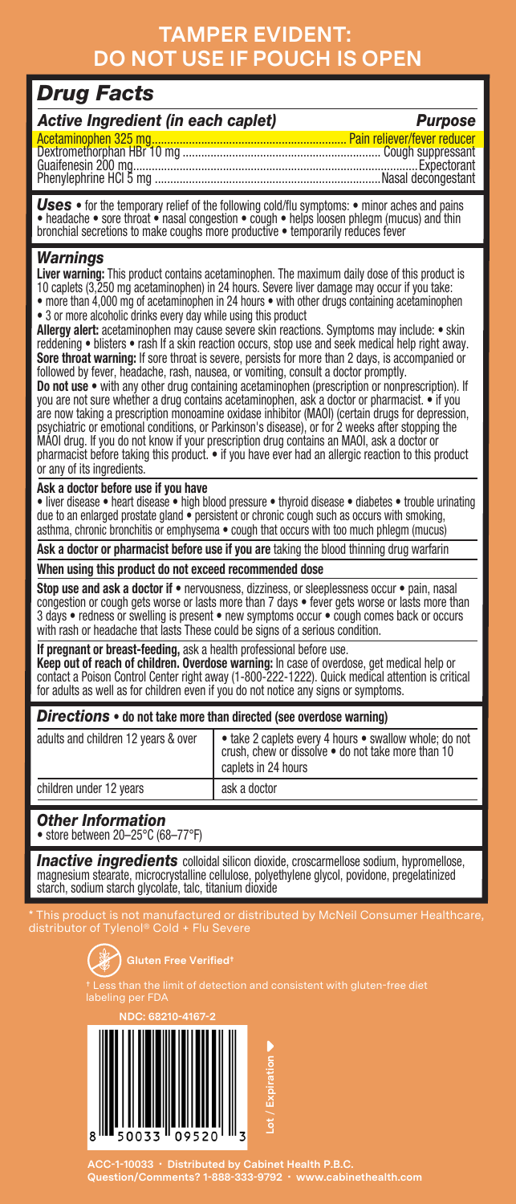# TAMPER EVIDENT: DO NOT USE IF POUCH IS OPEN

## *Drug Facts*

| *Active Ingredient (in each caplet)* | *Purpose* |
|---|---|
| Acetaminophen 325 mg | Pain reliever/fever reducer |
| Dextromethorphan HBr 10 mg | Cough suppressant |
| Guaifenesin 200 mg | Expectorant |
| Phenylephrine HCl 5 mg | Nasal decongestant |

***Uses*** • for the temporary relief of the following cold/flu symptoms: • minor aches and pains • headache • sore throat • nasal congestion • cough • helps loosen phlegm (mucus) and thin bronchial secretions to make coughs more productive • temporarily reduces fever

### *Warnings*

**Liver warning:** This product contains acetaminophen. The maximum daily dose of this product is 10 caplets (3,250 mg acetaminophen) in 24 hours. Severe liver damage may occur if you take:
• more than 4,000 mg of acetaminophen in 24 hours • with other drugs containing acetaminophen
• 3 or more alcoholic drinks every day while using this product

**Allergy alert:** acetaminophen may cause severe skin reactions. Symptoms may include: • skin reddening • blisters • rash If a skin reaction occurs, stop use and seek medical help right away.

**Sore throat warning:** If sore throat is severe, persists for more than 2 days, is accompanied or followed by fever, headache, rash, nausea, or vomiting, consult a doctor promptly.

**Do not use** • with any other drug containing acetaminophen (prescription or nonprescription). If you are not sure whether a drug contains acetaminophen, ask a doctor or pharmacist. • if you are now taking a prescription monoamine oxidase inhibitor (MAOI) (certain drugs for depression, psychiatric or emotional conditions, or Parkinson's disease), or for 2 weeks after stopping the MAOI drug. If you do not know if your prescription drug contains an MAOI, ask a doctor or pharmacist before taking this product. • if you have ever had an allergic reaction to this product or any of its ingredients.

**Ask a doctor before use if you have**
• liver disease • heart disease • high blood pressure • thyroid disease • diabetes • trouble urinating due to an enlarged prostate gland • persistent or chronic cough such as occurs with smoking, asthma, chronic bronchitis or emphysema • cough that occurs with too much phlegm (mucus)

**Ask a doctor or pharmacist before use if you are** taking the blood thinning drug warfarin

**When using this product do not exceed recommended dose**

**Stop use and ask a doctor if** • nervousness, dizziness, or sleeplessness occur • pain, nasal congestion or cough gets worse or lasts more than 7 days • fever gets worse or lasts more than 3 days • redness or swelling is present • new symptoms occur • cough comes back or occurs with rash or headache that lasts These could be signs of a serious condition.

**If pregnant or breast-feeding,** ask a health professional before use.

**Keep out of reach of children. Overdose warning:** In case of overdose, get medical help or contact a Poison Control Center right away (1-800-222-1222). Quick medical attention is critical for adults as well as for children even if you do not notice any signs or symptoms.

### *Directions* • do not take more than directed (see overdose warning)

| | |
|---|---|
| adults and children 12 years & over | • take 2 caplets every 4 hours • swallow whole; do not crush, chew or dissolve • do not take more than 10 caplets in 24 hours |
| children under 12 years | ask a doctor |

### *Other Information*

• store between 20–25°C (68–77°F)

***Inactive ingredients*** colloidal silicon dioxide, croscarmellose sodium, hypromellose, magnesium stearate, microcrystalline cellulose, polyethylene glycol, povidone, pregelatinized starch, sodium starch glycolate, talc, titanium dioxide

* This product is not manufactured or distributed by McNeil Consumer Healthcare, distributor of Tylenol® Cold + Flu Severe

**Gluten Free Verified†**

† Less than the limit of detection and consistent with gluten-free diet labeling per FDA

**NDC: 68210-4167-2**

8 50033 09520 3

Lot / Expiration ▶

ACC-1-10033 · Distributed by Cabinet Health P.B.C.
Question/Comments? 1-888-333-9792 · www.cabinethealth.com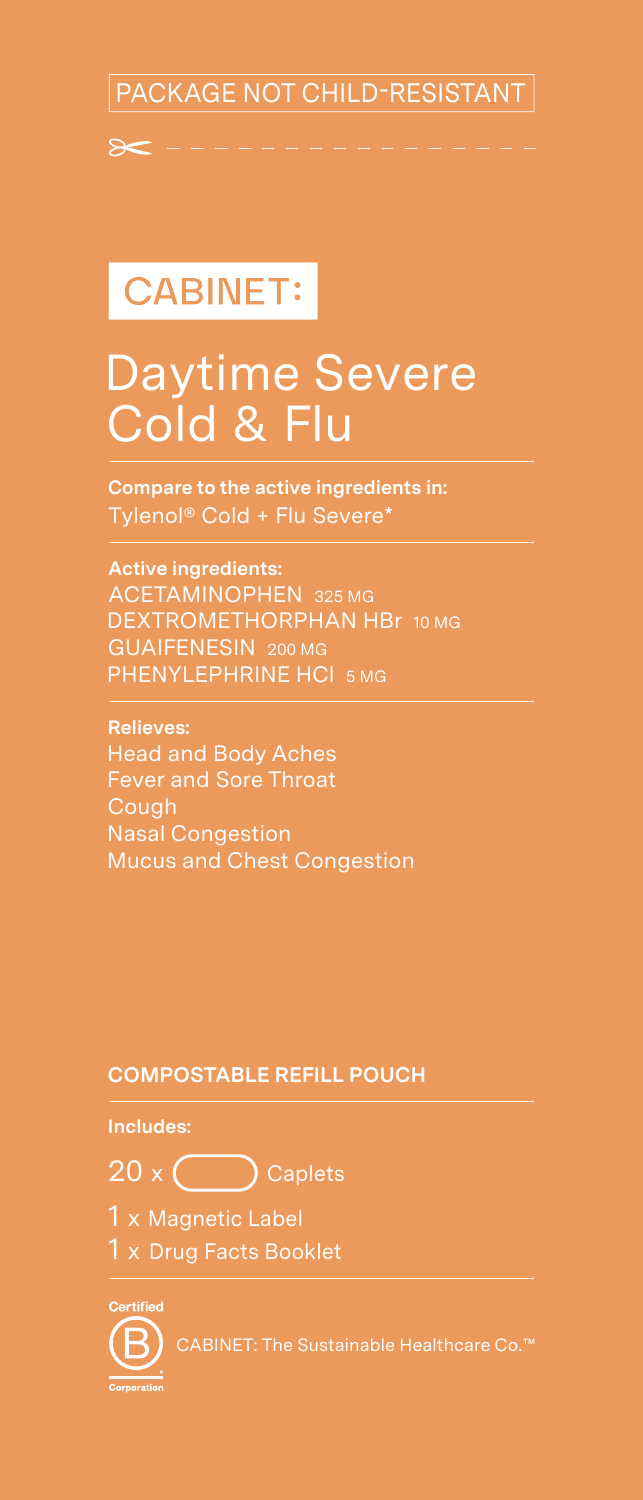PACKAGE NOT CHILD-RESISTANT

# CABINET:

## Daytime Severe Cold & Flu

**Compare to the active ingredients in:**
Tylenol® Cold + Flu Severe*

**Active ingredients:**
ACETAMINOPHEN 325 MG
DEXTROMETHORPHAN HBr 10 MG
GUAIFENESIN 200 MG
PHENYLEPHRINE HCl 5 MG

**Relieves:**
Head and Body Aches
Fever and Sore Throat
Cough
Nasal Congestion
Mucus and Chest Congestion

**COMPOSTABLE REFILL POUCH**

**Includes:**

20 x Caplets

1 x Magnetic Label

1 x Drug Facts Booklet

Certified B Corporation

CABINET: The Sustainable Healthcare Co.™